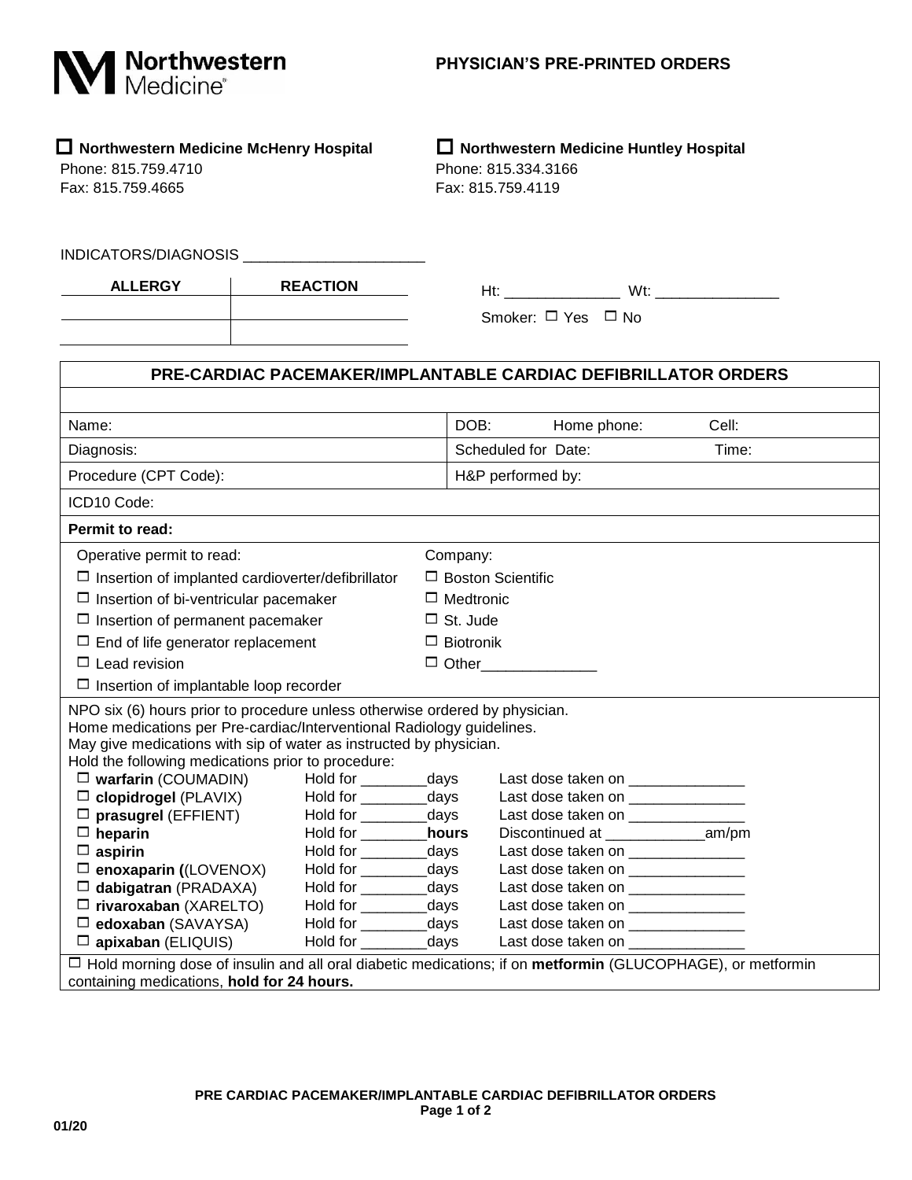**Northwestern Medicine**

**PHYSICIAN'S PRE-PRINTED ORDERS**

☐ **Northwestern Medicine McHenry Hospital**
Phone: 815.759.4710
Fax: 815.759.4665

☐ **Northwestern Medicine Huntley Hospital**
Phone: 815.334.3166
Fax: 815.759.4119

INDICATORS/DIAGNOSIS ______________________

| ALLERGY | REACTION |
|---|---|
| | |
| | |

Ht: ______________ Wt: _______________

Smoker: ☐ Yes ☐ No

## PRE-CARDIAC PACEMAKER/IMPLANTABLE CARDIAC DEFIBRILLATOR ORDERS

| | |
|---|---|
| Name: | DOB: Home phone: Cell: |
| Diagnosis: | Scheduled for Date: Time: |
| Procedure (CPT Code): | H&P performed by: |
| ICD10 Code: | |

**Permit to read:**

| Operative permit to read: | Company: |
|---|---|
| ☐ Insertion of implanted cardioverter/defibrillator | ☐ Boston Scientific |
| ☐ Insertion of bi-ventricular pacemaker | ☐ Medtronic |
| ☐ Insertion of permanent pacemaker | ☐ St. Jude |
| ☐ End of life generator replacement | ☐ Biotronik |
| ☐ Lead revision | ☐ Other______________ |
| ☐ Insertion of implantable loop recorder | |

NPO six (6) hours prior to procedure unless otherwise ordered by physician.
Home medications per Pre-cardiac/Interventional Radiology guidelines.
May give medications with sip of water as instructed by physician.
Hold the following medications prior to procedure:

| | | |
|---|---|---|
| ☐ **warfarin** (COUMADIN) | Hold for ________days | Last dose taken on ______________ |
| ☐ **clopidrogel** (PLAVIX) | Hold for ________days | Last dose taken on ______________ |
| ☐ **prasugrel** (EFFIENT) | Hold for ________days | Last dose taken on ______________ |
| ☐ **heparin** | Hold for ________**hours** | Discontinued at ____________am/pm |
| ☐ **aspirin** | Hold for ________days | Last dose taken on ______________ |
| ☐ **enoxaparin ((**LOVENOX) | Hold for ________days | Last dose taken on ______________ |
| ☐ **dabigatran** (PRADAXA) | Hold for ________days | Last dose taken on ______________ |
| ☐ **rivaroxaban** (XARELTO) | Hold for ________days | Last dose taken on ______________ |
| ☐ **edoxaban** (SAVAYSA) | Hold for ________days | Last dose taken on ______________ |
| ☐ **apixaban** (ELIQUIS) | Hold for ________days | Last dose taken on ______________ |

☐ Hold morning dose of insulin and all oral diabetic medications; if on **metformin** (GLUCOPHAGE), or metformin containing medications, **hold for 24 hours.**

01/20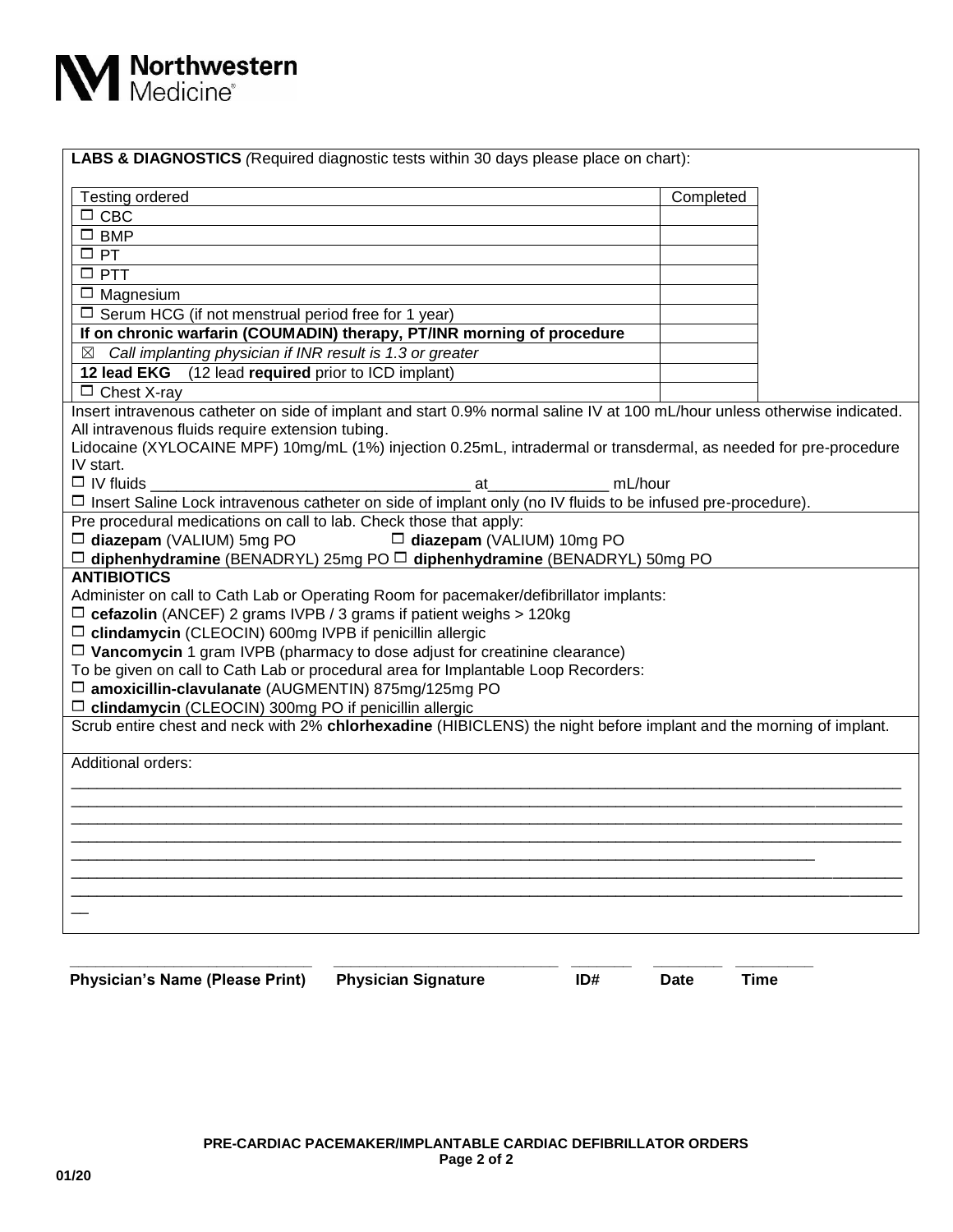**Northwestern Medicine**

**LABS & DIAGNOSTICS** *(*Required diagnostic tests within 30 days please place on chart):

| Testing ordered | Completed |
|---|---|
| ☐ CBC | |
| ☐ BMP | |
| ☐ PT | |
| ☐ PTT | |
| ☐ Magnesium | |
| ☐ Serum HCG (if not menstrual period free for 1 year) | |
| **If on chronic warfarin (COUMADIN) therapy, PT/INR morning of procedure** | |
| ☒ *Call implanting physician if INR result is 1.3 or greater* | |
| **12 lead EKG** (12 lead **required** prior to ICD implant) | |
| ☐ Chest X-ray | |

Insert intravenous catheter on side of implant and start 0.9% normal saline IV at 100 mL/hour unless otherwise indicated. All intravenous fluids require extension tubing.

Lidocaine (XYLOCAINE MPF) 10mg/mL (1%) injection 0.25mL, intradermal or transdermal, as needed for pre-procedure IV start.

☐ IV fluids ____________________________________ at______________ mL/hour

☐ Insert Saline Lock intravenous catheter on side of implant only (no IV fluids to be infused pre-procedure).

Pre procedural medications on call to lab. Check those that apply:

☐ **diazepam** (VALIUM) 5mg PO ☐ **diazepam** (VALIUM) 10mg PO

☐ **diphenhydramine** (BENADRYL) 25mg PO ☐ **diphenhydramine** (BENADRYL) 50mg PO

**ANTIBIOTICS**

Administer on call to Cath Lab or Operating Room for pacemaker/defibrillator implants:

☐ **cefazolin** (ANCEF) 2 grams IVPB / 3 grams if patient weighs > 120kg

☐ **clindamycin** (CLEOCIN) 600mg IVPB if penicillin allergic

☐ **Vancomycin** 1 gram IVPB (pharmacy to dose adjust for creatinine clearance)

To be given on call to Cath Lab or procedural area for Implantable Loop Recorders:

☐ **amoxicillin-clavulanate** (AUGMENTIN) 875mg/125mg PO

☐ **clindamycin** (CLEOCIN) 300mg PO if penicillin allergic

Scrub entire chest and neck with 2% **chlorhexadine** (HIBICLENS) the night before implant and the morning of implant.

Additional orders:

____________________________________________________________________________________________

____________________________________________________________________________________________

____________________________________________________________________________________________

____________________________________________________________________________________________

____________________________________________________________________________________________

____________________________________________________________________________________________

____________________________________________________________________________________________

____________________________ ____________________________ ________ ________ ________

**Physician's Name (Please Print)** **Physician Signature** **ID#** **Date** **Time**

**PRE-CARDIAC PACEMAKER/IMPLANTABLE CARDIAC DEFIBRILLATOR ORDERS**

**01/20**